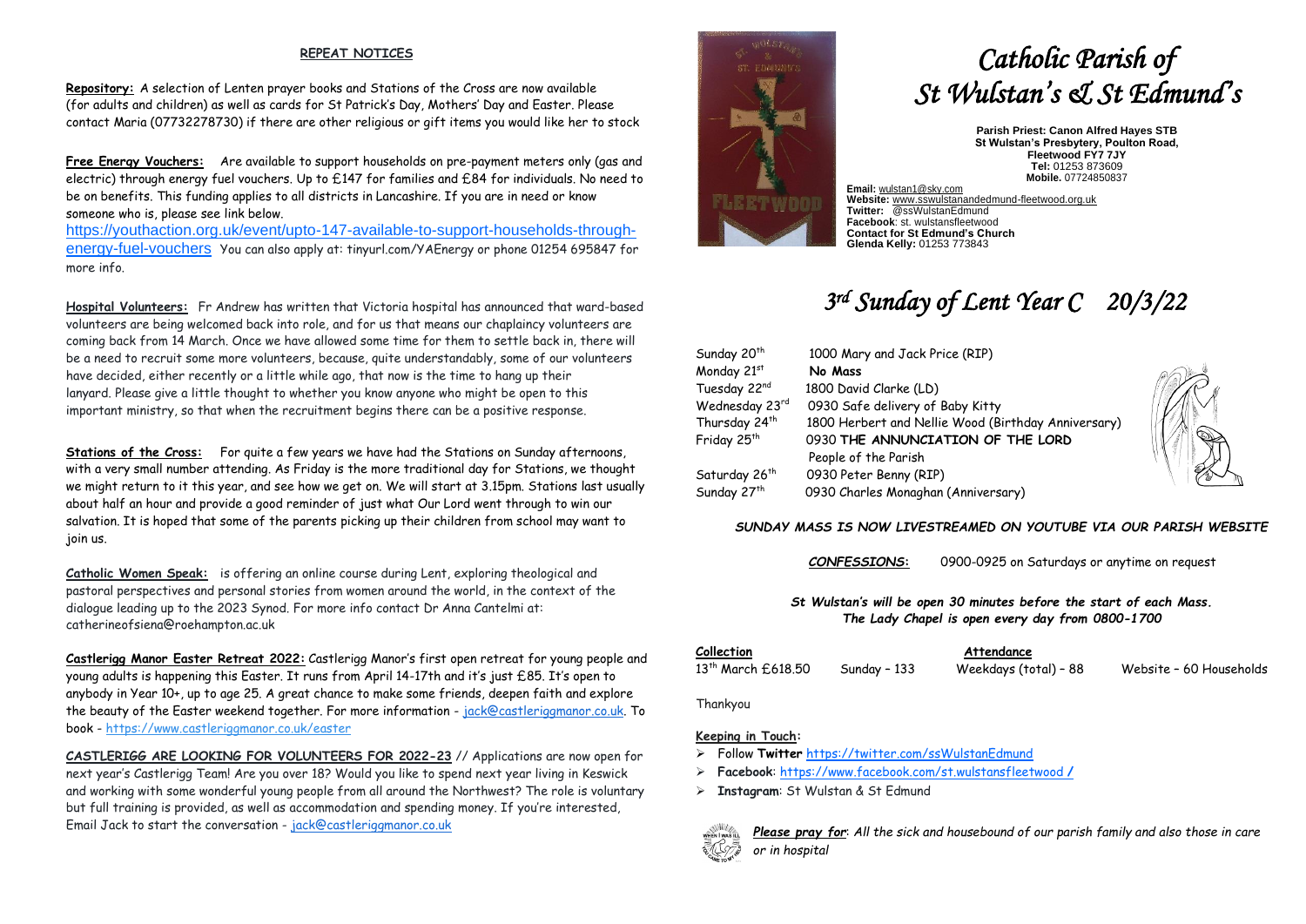## REPEAT NOTICES

**Repository:** A selection of Lenten prayer books and Stations of the Cross are now available (for adults and children) as well as cards for St Patrick's Day, Mothers' Day and Easter. Please contact Maria (07732278730) if there are other religious or gift items you would like her to stock

**Free Energy Vouchers:** Are available to support households on pre-payment meters only (gas and electric) through energy fuel vouchers. Up to £147 for families and £84 for individuals. No need to be on benefits. This funding applies to all districts in Lancashire. If you are in need or know someone who is, please see link below.
https://youthaction.org.uk/event/upto-147-available-to-support-households-through-energy-fuel-vouchers You can also apply at: tinyurl.com/YAEnergy or phone 01254 695847 for more info.

**Hospital Volunteers:** Fr Andrew has written that Victoria hospital has announced that ward-based volunteers are being welcomed back into role, and for us that means our chaplaincy volunteers are coming back from 14 March. Once we have allowed some time for them to settle back in, there will be a need to recruit some more volunteers, because, quite understandably, some of our volunteers have decided, either recently or a little while ago, that now is the time to hang up their lanyard. Please give a little thought to whether you know anyone who might be open to this important ministry, so that when the recruitment begins there can be a positive response.

**Stations of the Cross:** For quite a few years we have had the Stations on Sunday afternoons, with a very small number attending. As Friday is the more traditional day for Stations, we thought we might return to it this year, and see how we get on. We will start at 3.15pm. Stations last usually about half an hour and provide a good reminder of just what Our Lord went through to win our salvation. It is hoped that some of the parents picking up their children from school may want to join us.

**Catholic Women Speak:** is offering an online course during Lent, exploring theological and pastoral perspectives and personal stories from women around the world, in the context of the dialogue leading up to the 2023 Synod. For more info contact Dr Anna Cantelmi at: catherineofsiena@roehampton.ac.uk

**Castlerigg Manor Easter Retreat 2022:** Castlerigg Manor's first open retreat for young people and young adults is happening this Easter. It runs from April 14-17th and it's just £85. It's open to anybody in Year 10+, up to age 25. A great chance to make some friends, deepen faith and explore the beauty of the Easter weekend together. For more information - jack@castleriggmanor.co.uk. To book - https://www.castleriggmanor.co.uk/easter

**CASTLERIGG ARE LOOKING FOR VOLUNTEERS FOR 2022-23** // Applications are now open for next year's Castlerigg Team! Are you over 18? Would you like to spend next year living in Keswick and working with some wonderful young people from all around the Northwest? The role is voluntary but full training is provided, as well as accommodation and spending money. If you're interested, Email Jack to start the conversation - jack@castleriggmanor.co.uk

# *Catholic Parish of St Wulstan's & St Edmund's*

**Parish Priest: Canon Alfred Hayes STB**
**St Wulstan's Presbytery, Poulton Road, Fleetwood FY7 7JY**
**Tel:** 01253 873609
**Mobile.** 07724850837

**Email:** wulstan1@sky.com
**Website:** www.sswulstanandedmund-fleetwood.org.uk
**Twitter:** @ssWulstanEdmund
**Facebook**: st. wulstansfleetwood
**Contact for St Edmund's Church**
**Glenda Kelly:** 01253 773843

## *3rd Sunday of Lent Year C 20/3/22*

| | |
|---|---|
| Sunday 20th | 1000 Mary and Jack Price (RIP) |
| Monday 21st | **No Mass** |
| Tuesday 22nd | 1800 David Clarke (LD) |
| Wednesday 23rd | 0930 Safe delivery of Baby Kitty |
| Thursday 24th | 1800 Herbert and Nellie Wood (Birthday Anniversary) |
| Friday 25th | 0930 **THE ANNUNCIATION OF THE LORD** People of the Parish |
| Saturday 26th | 0930 Peter Benny (RIP) |
| Sunday 27th | 0930 Charles Monaghan (Anniversary) |

***SUNDAY MASS IS NOW LIVESTREAMED ON YOUTUBE VIA OUR PARISH WEBSITE***

***CONFESSIONS:*** 0900-0925 on Saturdays or anytime on request

***St Wulstan's will be open 30 minutes before the start of each Mass.***
***The Lady Chapel is open every day from 0800-1700***

| **Collection** | | **Attendance** | |
|---|---|---|---|
| 13th March £618.50 | Sunday – 133 | Weekdays (total) – 88 | Website – 60 Households |

Thankyou

**Keeping in Touch:**

- Follow **Twitter** https://twitter.com/ssWulstanEdmund
- **Facebook**: https://www.facebook.com/st.wulstansfleetwood /
- **Instagram**: St Wulstan & St Edmund

***Please pray for***: *All the sick and housebound of our parish family and also those in care or in hospital*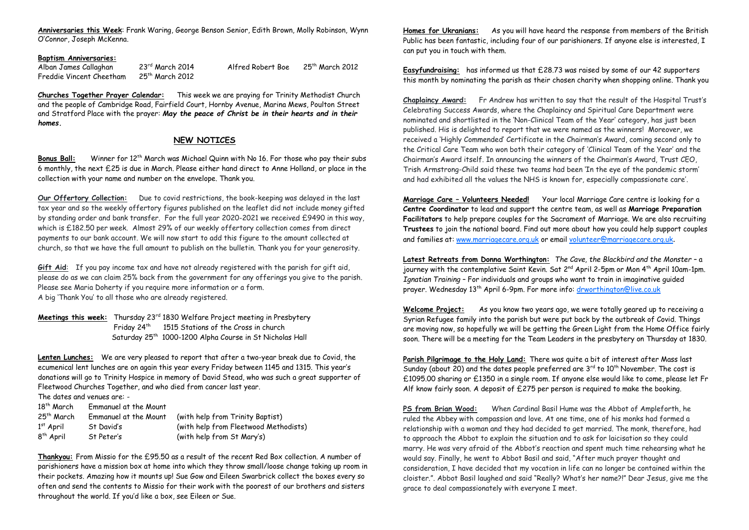**Anniversaries this Week**: Frank Waring, George Benson Senior, Edith Brown, Molly Robinson, Wynn O'Connor, Joseph McKenna.

**Baptism Anniversaries:**

| | | | |
|---|---|---|---|
| Alban James Callaghan | 23rd March 2014 | Alfred Robert Boe | 25th March 2012 |
| Freddie Vincent Cheetham | 25th March 2012 | | |

**Churches Together Prayer Calendar:** This week we are praying for Trinity Methodist Church and the people of Cambridge Road, Fairfield Court, Hornby Avenue, Marina Mews, Poulton Street and Stratford Place with the prayer: ***May the peace of Christ be in their hearts and in their homes.***

## NEW NOTICES

**Bonus Ball:** Winner for 12th March was Michael Quinn with No 16. For those who pay their subs 6 monthly, the next £25 is due in March. Please either hand direct to Anne Holland, or place in the collection with your name and number on the envelope. Thank you.

**Our Offertory Collection:** Due to covid restrictions, the book-keeping was delayed in the last tax year and so the weekly offertory figures published on the leaflet did not include money gifted by standing order and bank transfer. For the full year 2020-2021 we received £9490 in this way, which is £182.50 per week. Almost 29% of our weekly offertory collection comes from direct payments to our bank account. We will now start to add this figure to the amount collected at church, so that we have the full amount to publish on the bulletin. Thank you for your generosity.

**Gift Aid**: If you pay income tax and have not already registered with the parish for gift aid, please do as we can claim 25% back from the government for any offerings you give to the parish. Please see Maria Doherty if you require more information or a form.
A big 'Thank You' to all those who are already registered.

**Meetings this week:** Thursday 23rd 1830 Welfare Project meeting in Presbytery
Friday 24th 1515 Stations of the Cross in church
Saturday 25th 1000-1200 Alpha Course in St Nicholas Hall

**Lenten Lunches:** We are very pleased to report that after a two-year break due to Covid, the ecumenical lent lunches are on again this year every Friday between 1145 and 1315. This year's donations will go to Trinity Hospice in memory of David Stead, who was such a great supporter of Fleetwood Churches Together, and who died from cancer last year.
The dates and venues are: -

| | | |
|---|---|---|
| 18th March | Emmanuel at the Mount | |
| 25th March | Emmanuel at the Mount | (with help from Trinity Baptist) |
| 1st April | St David's | (with help from Fleetwood Methodists) |
| 8th April | St Peter's | (with help from St Mary's) |

**Thankyou:** From Missio for the £95.50 as a result of the recent Red Box collection. A number of parishioners have a mission box at home into which they throw small/loose change taking up room in their pockets. Amazing how it mounts up! Sue Gow and Eileen Swarbrick collect the boxes every so often and send the contents to Missio for their work with the poorest of our brothers and sisters throughout the world. If you'd like a box, see Eileen or Sue.

**Homes for Ukranians:** As you will have heard the response from members of the British Public has been fantastic, including four of our parishioners. If anyone else is interested, I can put you in touch with them.

**Easyfundraising:** has informed us that £28.73 was raised by some of our 42 supporters this month by nominating the parish as their chosen charity when shopping online. Thank you

**Chaplaincy Award:** Fr Andrew has written to say that the result of the Hospital Trust's Celebrating Success Awards, where the Chaplaincy and Spiritual Care Department were nominated and shortlisted in the 'Non-Clinical Team of the Year' category, has just been published. His is delighted to report that we were named as the winners! Moreover, we received a 'Highly Commended' Certificate in the Chairman's Award, coming second only to the Critical Care Team who won both their category of 'Clinical Team of the Year' and the Chairman's Award itself. In announcing the winners of the Chairman's Award, Trust CEO, Trish Armstrong-Child said these two teams had been 'In the eye of the pandemic storm' and had exhibited all the values the NHS is known for, especially compassionate care'.

**Marriage Care – Volunteers Needed!** Your local Marriage Care centre is looking for a **Centre Coordinator** to lead and support the centre team, as well as **Marriage Preparation Facilitators** to help prepare couples for the Sacrament of Marriage. We are also recruiting **Trustees** to join the national board. Find out more about how you could help support couples and families at: www.marriagecare.org.uk or email volunteer@marriagecare.org.uk.

**Latest Retreats from Donna Worthington:** *The Cave, the Blackbird and the Monster* – a journey with the contemplative Saint Kevin. Sat 2nd April 2-5pm or Mon 4th April 10am-1pm. *Ignatian Training* – For individuals and groups who want to train in imaginative guided prayer. Wednesday 13th April 6-9pm. For more info: drworthington@live.co.uk

**Welcome Project:** As you know two years ago, we were totally geared up to receiving a Syrian Refugee family into the parish but were put back by the outbreak of Covid. Things are moving now, so hopefully we will be getting the Green Light from the Home Office fairly soon. There will be a meeting for the Team Leaders in the presbytery on Thursday at 1830.

**Parish Pilgrimage to the Holy Land:** There was quite a bit of interest after Mass last Sunday (about 20) and the dates people preferred are 3rd to 10th November. The cost is £1095.00 sharing or £1350 in a single room. If anyone else would like to come, please let Fr Alf know fairly soon. A deposit of £275 per person is required to make the booking.

**PS from Brian Wood:** When Cardinal Basil Hume was the Abbot of Ampleforth, he ruled the Abbey with compassion and love. At one time, one of his monks had formed a relationship with a woman and they had decided to get married. The monk, therefore, had to approach the Abbot to explain the situation and to ask for laicisation so they could marry. He was very afraid of the Abbot's reaction and spent much time rehearsing what he would say. Finally, he went to Abbot Basil and said, "After much prayer thought and consideration, I have decided that my vocation in life can no longer be contained within the cloister.". Abbot Basil laughed and said "Really? What's her name?!" Dear Jesus, give me the grace to deal compassionately with everyone I meet.